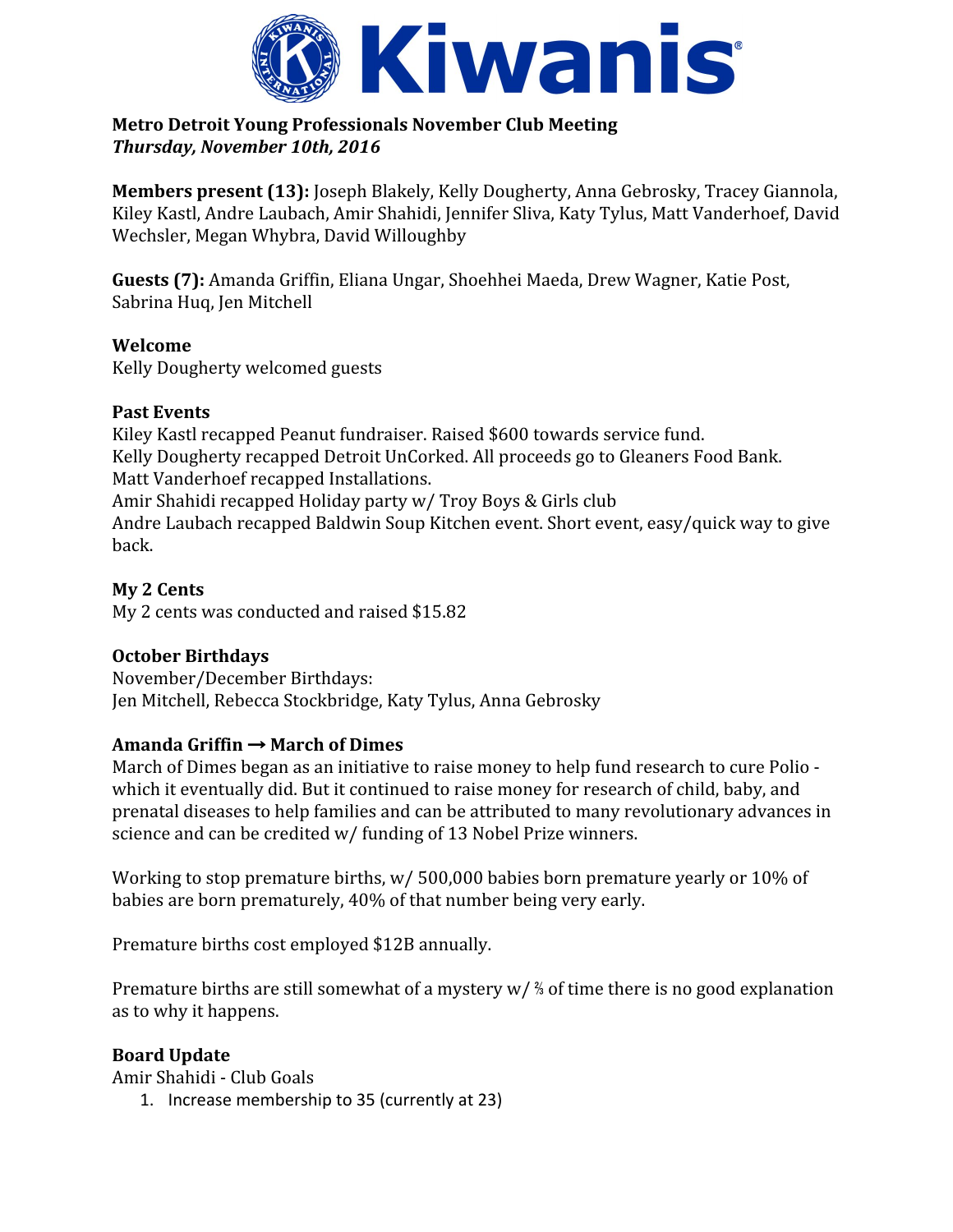# Kiwanis

**Metro Detroit Young Professionals November Club Meeting**
***Thursday, November 10th, 2016***

**Members present (13):** Joseph Blakely, Kelly Dougherty, Anna Gebrosky, Tracey Giannola, Kiley Kastl, Andre Laubach, Amir Shahidi, Jennifer Sliva, Katy Tylus, Matt Vanderhoef, David Wechsler, Megan Whybra, David Willoughby

**Guests (7):** Amanda Griffin, Eliana Ungar, Shoehhei Maeda, Drew Wagner, Katie Post, Sabrina Huq, Jen Mitchell

**Welcome**
Kelly Dougherty welcomed guests

**Past Events**
Kiley Kastl recapped Peanut fundraiser. Raised $600 towards service fund.
Kelly Dougherty recapped Detroit UnCorked. All proceeds go to Gleaners Food Bank.
Matt Vanderhoef recapped Installations.
Amir Shahidi recapped Holiday party w/ Troy Boys & Girls club
Andre Laubach recapped Baldwin Soup Kitchen event. Short event, easy/quick way to give back.

**My 2 Cents**
My 2 cents was conducted and raised $15.82

**October Birthdays**
November/December Birthdays:
Jen Mitchell, Rebecca Stockbridge, Katy Tylus, Anna Gebrosky

**Amanda Griffin → March of Dimes**
March of Dimes began as an initiative to raise money to help fund research to cure Polio - which it eventually did. But it continued to raise money for research of child, baby, and prenatal diseases to help families and can be attributed to many revolutionary advances in science and can be credited w/ funding of 13 Nobel Prize winners.

Working to stop premature births, w/ 500,000 babies born premature yearly or 10% of babies are born prematurely, 40% of that number being very early.

Premature births cost employed $12B annually.

Premature births are still somewhat of a mystery w/ ⅔ of time there is no good explanation as to why it happens.

**Board Update**
Amir Shahidi - Club Goals

1. Increase membership to 35 (currently at 23)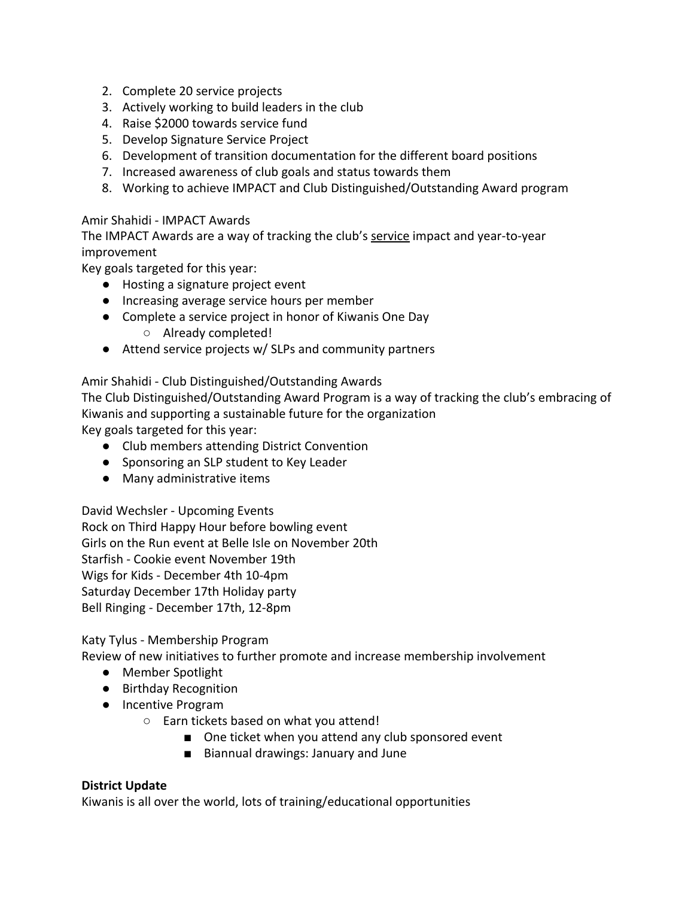2. Complete 20 service projects
3. Actively working to build leaders in the club
4. Raise $2000 towards service fund
5. Develop Signature Service Project
6. Development of transition documentation for the different board positions
7. Increased awareness of club goals and status towards them
8. Working to achieve IMPACT and Club Distinguished/Outstanding Award program

Amir Shahidi - IMPACT Awards
The IMPACT Awards are a way of tracking the club's <u>service</u> impact and year-to-year improvement
Key goals targeted for this year:

- Hosting a signature project event
- Increasing average service hours per member
- Complete a service project in honor of Kiwanis One Day
    - Already completed!
- Attend service projects w/ SLPs and community partners

Amir Shahidi - Club Distinguished/Outstanding Awards
The Club Distinguished/Outstanding Award Program is a way of tracking the club's embracing of Kiwanis and supporting a sustainable future for the organization
Key goals targeted for this year:

- Club members attending District Convention
- Sponsoring an SLP student to Key Leader
- Many administrative items

David Wechsler - Upcoming Events
Rock on Third Happy Hour before bowling event
Girls on the Run event at Belle Isle on November 20th
Starfish - Cookie event November 19th
Wigs for Kids - December 4th 10-4pm
Saturday December 17th Holiday party
Bell Ringing - December 17th, 12-8pm

Katy Tylus - Membership Program
Review of new initiatives to further promote and increase membership involvement

- Member Spotlight
- Birthday Recognition
- Incentive Program
    - Earn tickets based on what you attend!
        - One ticket when you attend any club sponsored event
        - Biannual drawings: January and June

**District Update**
Kiwanis is all over the world, lots of training/educational opportunities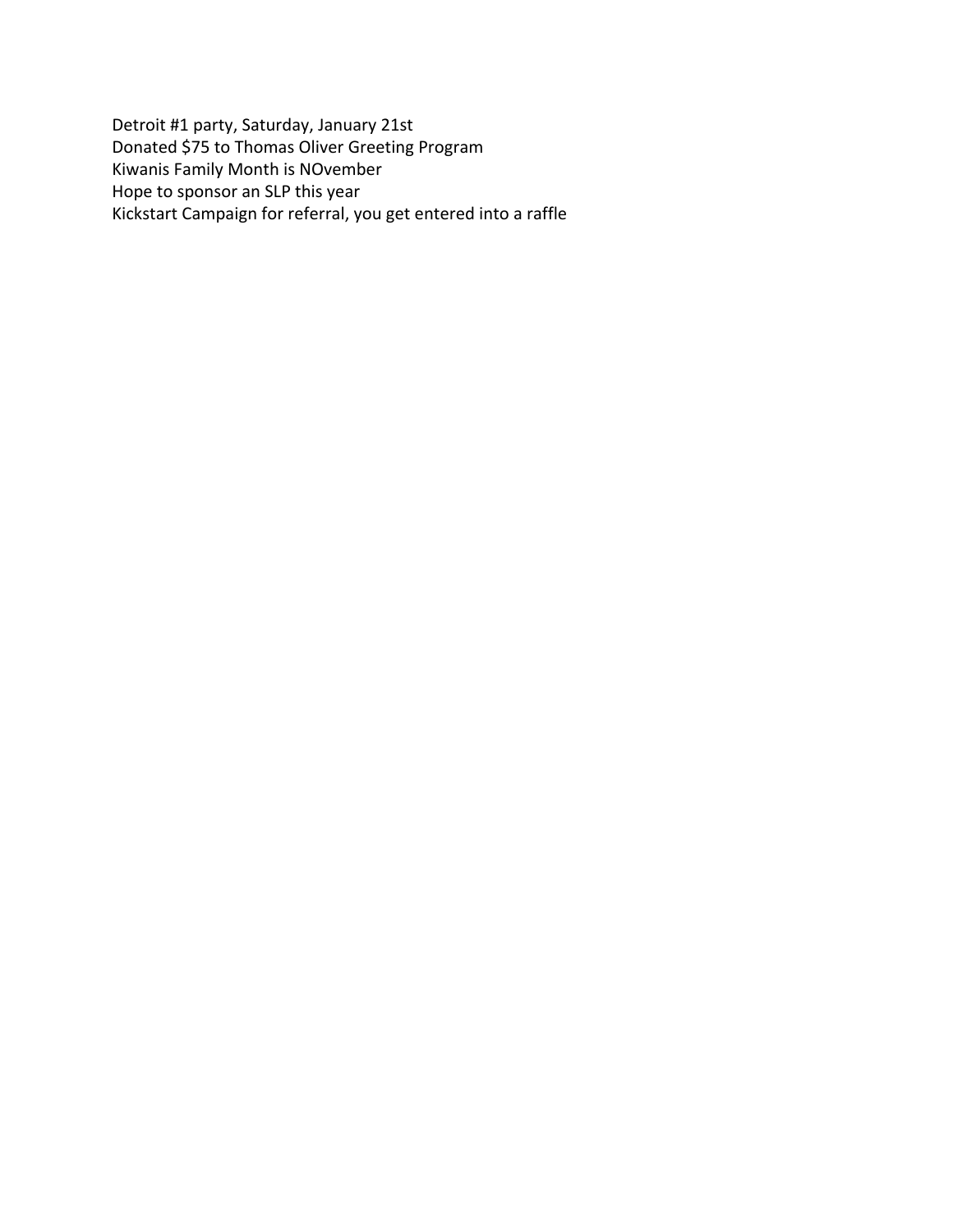Detroit #1 party, Saturday, January 21st
Donated $75 to Thomas Oliver Greeting Program
Kiwanis Family Month is NOvember
Hope to sponsor an SLP this year
Kickstart Campaign for referral, you get entered into a raffle